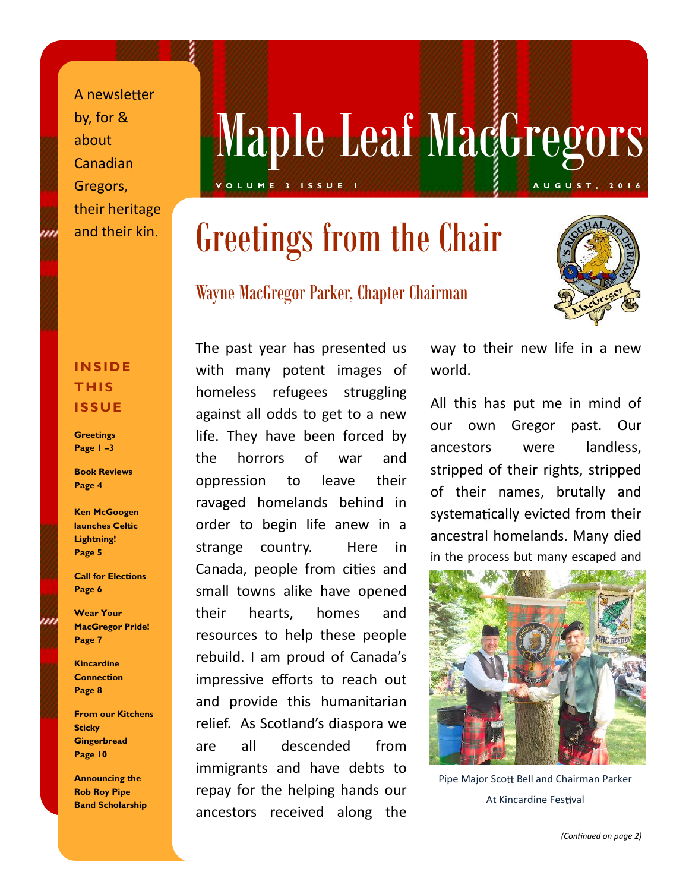# Maple Leaf MacGregors

VOLUME 3 ISSUE 1 AUGUST, 2016

A newsletter by, for & about Canadian Gregors, their heritage and their kin.

**INSIDE THIS ISSUE**

**Greetings** Page 1 –3

**Book Reviews** Page 4

**Ken McGoogen launches Celtic Lightning!** Page 5

**Call for Elections** Page 6

**Wear Your MacGregor Pride!** Page 7

**Kincardine Connection** Page 8

**From our Kitchens Sticky Gingerbread** Page 10

**Announcing the Rob Roy Pipe Band Scholarship**

## Greetings from the Chair

### Wayne MacGregor Parker, Chapter Chairman

The past year has presented us with many potent images of homeless refugees struggling against all odds to get to a new life. They have been forced by the horrors of war and oppression to leave their ravaged homelands behind in order to begin life anew in a strange country. Here in Canada, people from cities and small towns alike have opened their hearts, homes and resources to help these people rebuild. I am proud of Canada's impressive efforts to reach out and provide this humanitarian relief. As Scotland's diaspora we are all descended from immigrants and have debts to repay for the helping hands our ancestors received along the way to their new life in a new world.

All this has put me in mind of our own Gregor past. Our ancestors were landless, stripped of their rights, stripped of their names, brutally and systematically evicted from their ancestral homelands. Many died in the process but many escaped and

Pipe Major Scott Bell and Chairman Parker At Kincardine Festival

*(Continued on page 2)*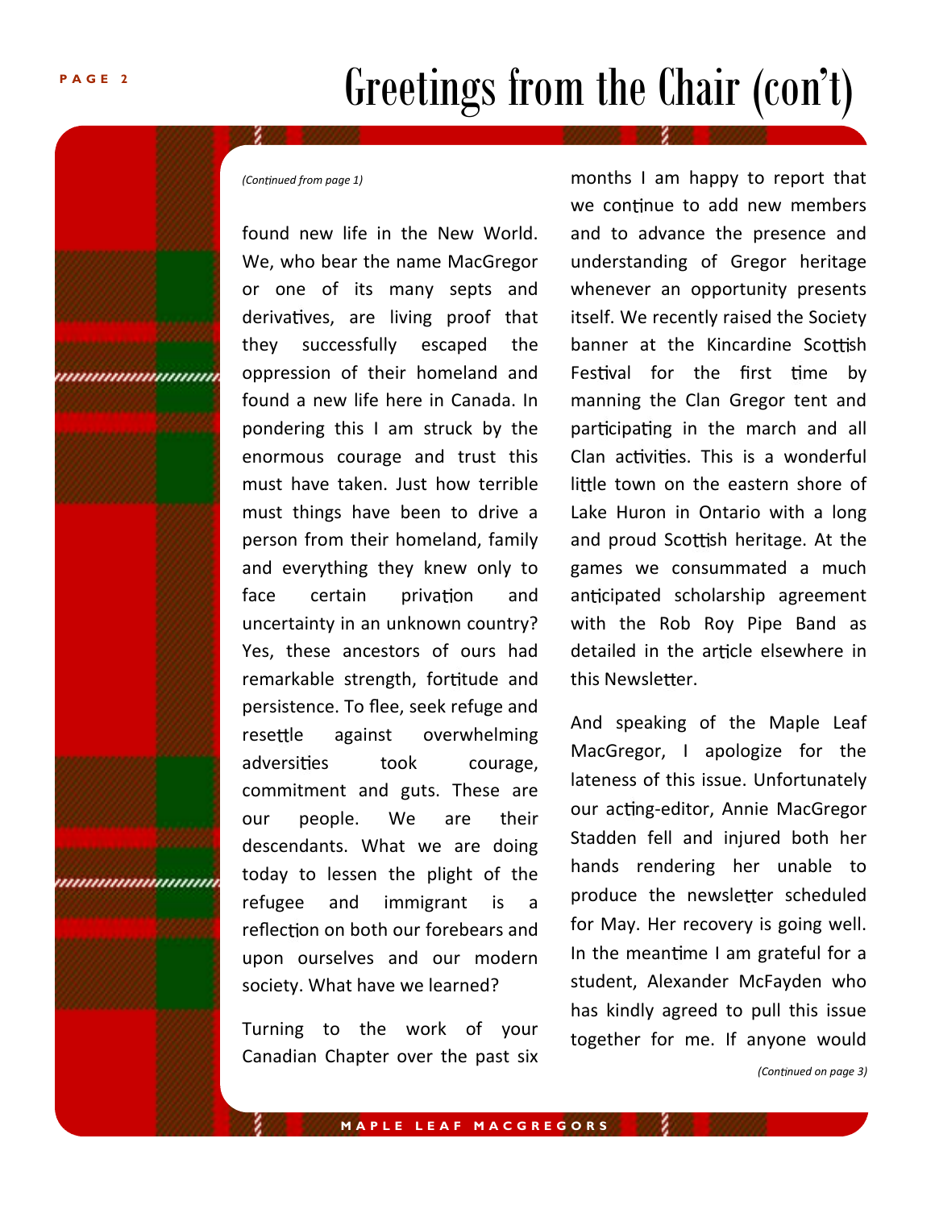# Greetings from the Chair (con't)

*(Continued from page 1)*

found new life in the New World. We, who bear the name MacGregor or one of its many septs and derivatives, are living proof that they successfully escaped the oppression of their homeland and found a new life here in Canada. In pondering this I am struck by the enormous courage and trust this must have taken. Just how terrible must things have been to drive a person from their homeland, family and everything they knew only to face certain privation and uncertainty in an unknown country? Yes, these ancestors of ours had remarkable strength, fortitude and persistence. To flee, seek refuge and resettle against overwhelming adversities took courage, commitment and guts. These are our people. We are their descendants. What we are doing today to lessen the plight of the refugee and immigrant is a reflection on both our forebears and upon ourselves and our modern society. What have we learned?

Turning to the work of your Canadian Chapter over the past six months I am happy to report that we continue to add new members and to advance the presence and understanding of Gregor heritage whenever an opportunity presents itself. We recently raised the Society banner at the Kincardine Scottish Festival for the first time by manning the Clan Gregor tent and participating in the march and all Clan activities. This is a wonderful little town on the eastern shore of Lake Huron in Ontario with a long and proud Scottish heritage. At the games we consummated a much anticipated scholarship agreement with the Rob Roy Pipe Band as detailed in the article elsewhere in this Newsletter.

And speaking of the Maple Leaf MacGregor, I apologize for the lateness of this issue. Unfortunately our acting-editor, Annie MacGregor Stadden fell and injured both her hands rendering her unable to produce the newsletter scheduled for May. Her recovery is going well. In the meantime I am grateful for a student, Alexander McFayden who has kindly agreed to pull this issue together for me. If anyone would

*(Continued on page 3)*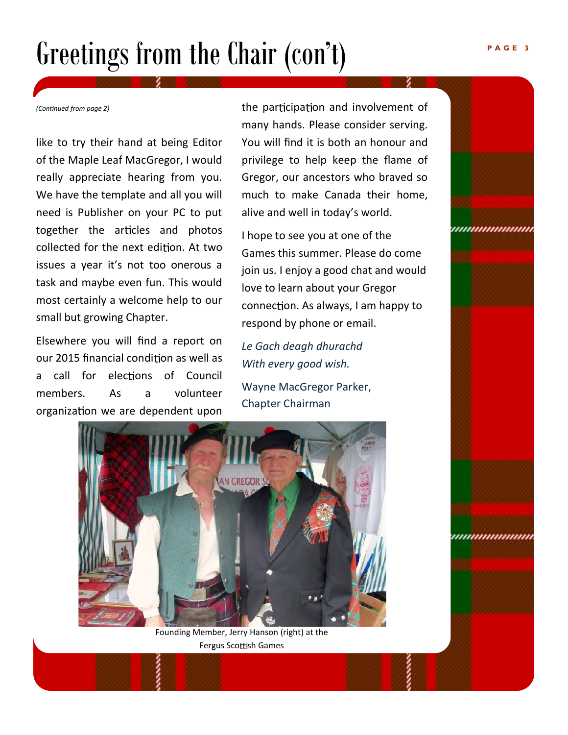# Greetings from the Chair (con't)

*(Continued from page 2)*

like to try their hand at being Editor of the Maple Leaf MacGregor, I would really appreciate hearing from you. We have the template and all you will need is Publisher on your PC to put together the articles and photos collected for the next edition. At two issues a year it's not too onerous a task and maybe even fun. This would most certainly a welcome help to our small but growing Chapter.

Elsewhere you will find a report on our 2015 financial condition as well as a call for elections of Council members. As a volunteer organization we are dependent upon the participation and involvement of many hands. Please consider serving. You will find it is both an honour and privilege to help keep the flame of Gregor, our ancestors who braved so much to make Canada their home, alive and well in today's world.

I hope to see you at one of the Games this summer. Please do come join us. I enjoy a good chat and would love to learn about your Gregor connection. As always, I am happy to respond by phone or email.

*Le Gach deagh dhurachd*
*With every good wish.*

Wayne MacGregor Parker,
Chapter Chairman

Founding Member, Jerry Hanson (right) at the Fergus Scottish Games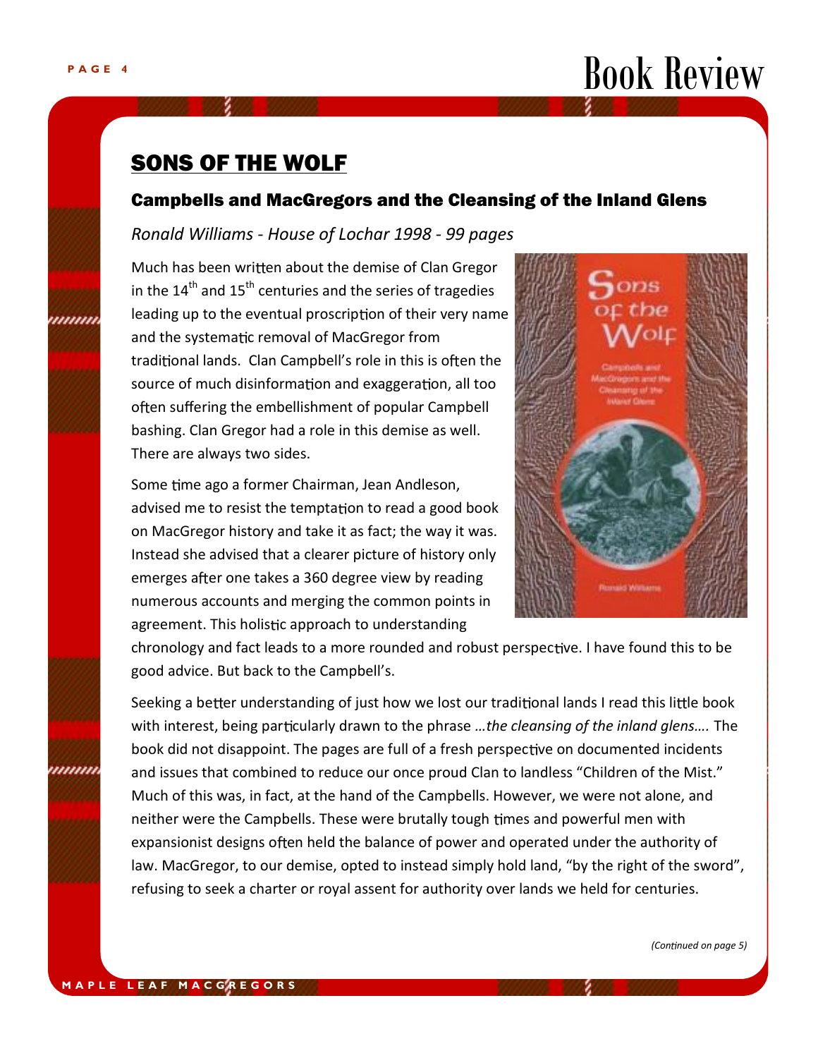# Book Review

## SONS OF THE WOLF

### Campbells and MacGregors and the Cleansing of the Inland Glens

*Ronald Williams - House of Lochar 1998 - 99 pages*

Much has been written about the demise of Clan Gregor in the 14th and 15th centuries and the series of tragedies leading up to the eventual proscription of their very name and the systematic removal of MacGregor from traditional lands. Clan Campbell's role in this is often the source of much disinformation and exaggeration, all too often suffering the embellishment of popular Campbell bashing. Clan Gregor had a role in this demise as well. There are always two sides.

Some time ago a former Chairman, Jean Andleson, advised me to resist the temptation to read a good book on MacGregor history and take it as fact; the way it was. Instead she advised that a clearer picture of history only emerges after one takes a 360 degree view by reading numerous accounts and merging the common points in agreement. This holistic approach to understanding chronology and fact leads to a more rounded and robust perspective. I have found this to be good advice. But back to the Campbell's.

Seeking a better understanding of just how we lost our traditional lands I read this little book with interest, being particularly drawn to the phrase *…the cleansing of the inland glens….* The book did not disappoint. The pages are full of a fresh perspective on documented incidents and issues that combined to reduce our once proud Clan to landless "Children of the Mist." Much of this was, in fact, at the hand of the Campbells. However, we were not alone, and neither were the Campbells. These were brutally tough times and powerful men with expansionist designs often held the balance of power and operated under the authority of law. MacGregor, to our demise, opted to instead simply hold land, "by the right of the sword", refusing to seek a charter or royal assent for authority over lands we held for centuries.

*(Continued on page 5)*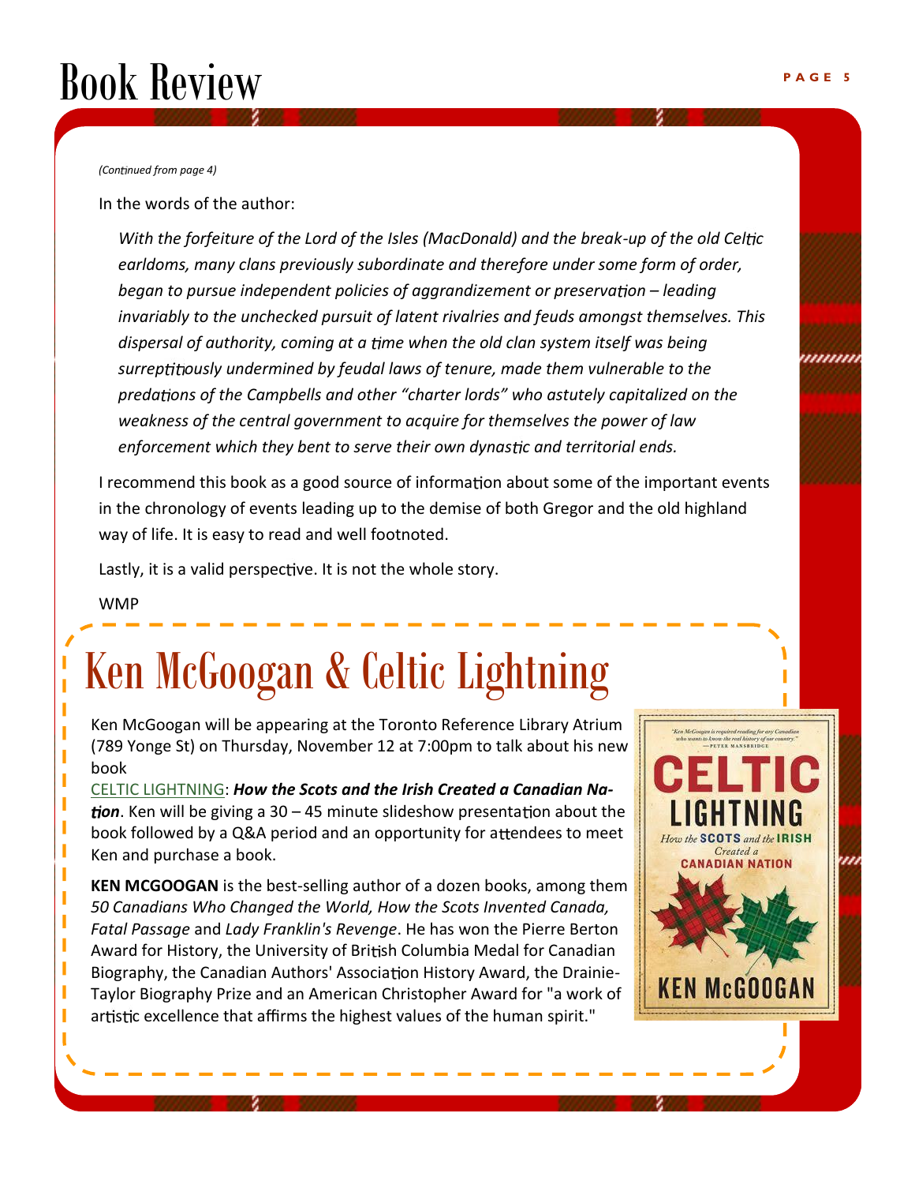# Book Review

*(Continued from page 4)*

In the words of the author:

> *With the forfeiture of the Lord of the Isles (MacDonald) and the break-up of the old Celtic earldoms, many clans previously subordinate and therefore under some form of order, began to pursue independent policies of aggrandizement or preservation – leading invariably to the unchecked pursuit of latent rivalries and feuds amongst themselves. This dispersal of authority, coming at a time when the old clan system itself was being surreptitiously undermined by feudal laws of tenure, made them vulnerable to the predations of the Campbells and other "charter lords" who astutely capitalized on the weakness of the central government to acquire for themselves the power of law enforcement which they bent to serve their own dynastic and territorial ends.*

I recommend this book as a good source of information about some of the important events in the chronology of events leading up to the demise of both Gregor and the old highland way of life. It is easy to read and well footnoted.

Lastly, it is a valid perspective. It is not the whole story.

WMP

# Ken McGoogan & Celtic Lightning

Ken McGoogan will be appearing at the Toronto Reference Library Atrium (789 Yonge St) on Thursday, November 12 at 7:00pm to talk about his new book CELTIC LIGHTNING: ***How the Scots and the Irish Created a Canadian Nation***. Ken will be giving a 30 – 45 minute slideshow presentation about the book followed by a Q&A period and an opportunity for attendees to meet Ken and purchase a book.

**KEN MCGOOGAN** is the best-selling author of a dozen books, among them *50 Canadians Who Changed the World, How the Scots Invented Canada, Fatal Passage* and *Lady Franklin's Revenge*. He has won the Pierre Berton Award for History, the University of British Columbia Medal for Canadian Biography, the Canadian Authors' Association History Award, the Drainie-Taylor Biography Prize and an American Christopher Award for "a work of artistic excellence that affirms the highest values of the human spirit."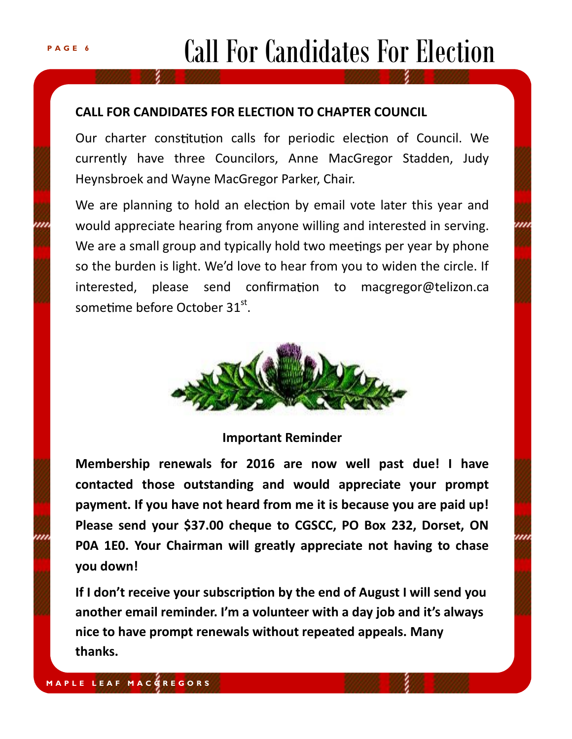# Call For Candidates For Election

**CALL FOR CANDIDATES FOR ELECTION TO CHAPTER COUNCIL**

Our charter constitution calls for periodic election of Council. We currently have three Councilors, Anne MacGregor Stadden, Judy Heynsbroek and Wayne MacGregor Parker, Chair.

We are planning to hold an election by email vote later this year and would appreciate hearing from anyone willing and interested in serving. We are a small group and typically hold two meetings per year by phone so the burden is light. We'd love to hear from you to widen the circle. If interested, please send confirmation to macgregor@telizon.ca sometime before October 31st.

**Important Reminder**

**Membership renewals for 2016 are now well past due! I have contacted those outstanding and would appreciate your prompt payment. If you have not heard from me it is because you are paid up! Please send your $37.00 cheque to CGSCC, PO Box 232, Dorset, ON P0A 1E0. Your Chairman will greatly appreciate not having to chase you down!**

**If I don't receive your subscription by the end of August I will send you another email reminder. I'm a volunteer with a day job and it's always nice to have prompt renewals without repeated appeals. Many thanks.**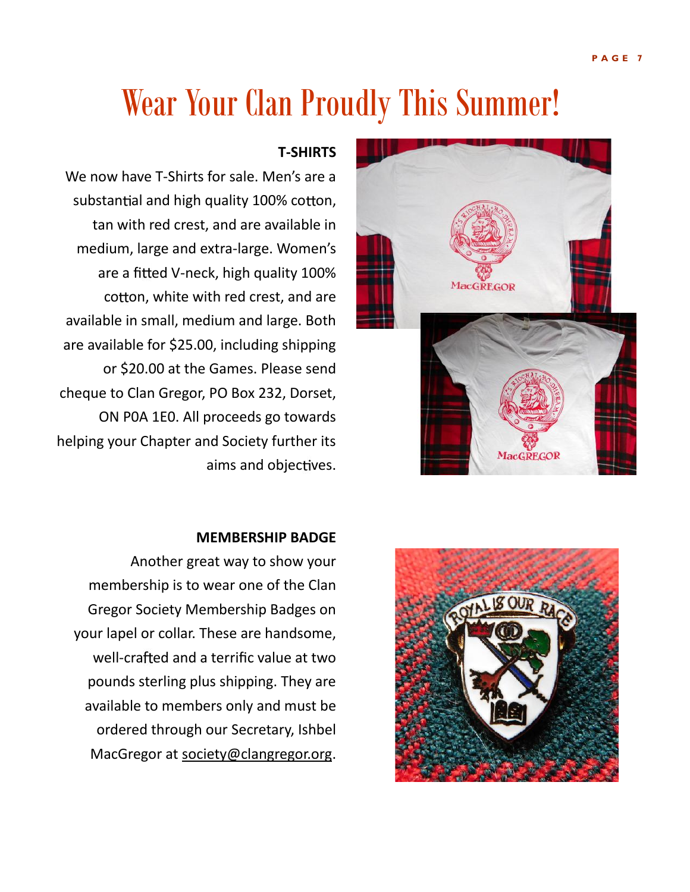# Wear Your Clan Proudly This Summer!

**T-SHIRTS**

We now have T-Shirts for sale. Men's are a substantial and high quality 100% cotton, tan with red crest, and are available in medium, large and extra-large. Women's are a fitted V-neck, high quality 100% cotton, white with red crest, and are available in small, medium and large. Both are available for $25.00, including shipping or $20.00 at the Games. Please send cheque to Clan Gregor, PO Box 232, Dorset, ON P0A 1E0. All proceeds go towards helping your Chapter and Society further its aims and objectives.

**MEMBERSHIP BADGE**

Another great way to show your membership is to wear one of the Clan Gregor Society Membership Badges on your lapel or collar. These are handsome, well-crafted and a terrific value at two pounds sterling plus shipping. They are available to members only and must be ordered through our Secretary, Ishbel MacGregor at society@clangregor.org.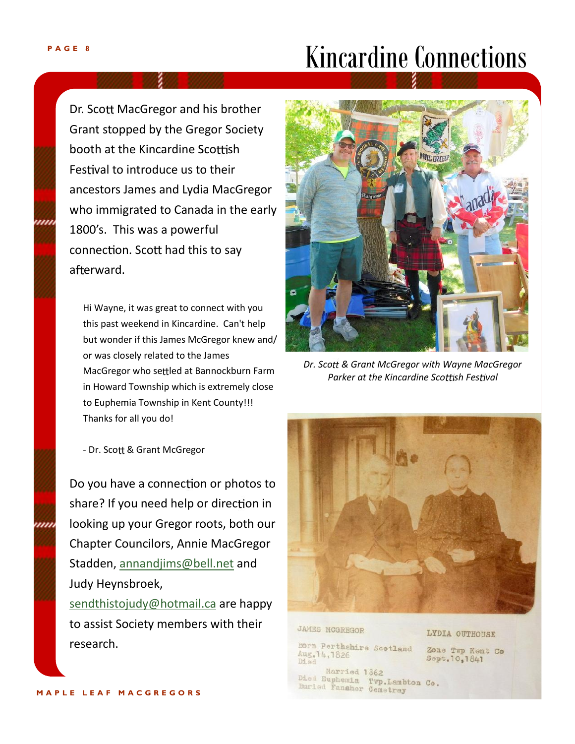# Kincardine Connections

Dr. Scott MacGregor and his brother Grant stopped by the Gregor Society booth at the Kincardine Scottish Festival to introduce us to their ancestors James and Lydia MacGregor who immigrated to Canada in the early 1800's. This was a powerful connection. Scott had this to say afterward.

> Hi Wayne, it was great to connect with you this past weekend in Kincardine. Can't help but wonder if this James McGregor knew and/or was closely related to the James MacGregor who settled at Bannockburn Farm in Howard Township which is extremely close to Euphemia Township in Kent County!!! Thanks for all you do!
>
> - Dr. Scott & Grant McGregor

*Dr. Scott & Grant McGregor with Wayne MacGregor Parker at the Kincardine Scottish Festival*

JAMES MCGREGOR
Born Perthshire Scotland
Aug.14,1826
Died

LYDIA OUTHOUSE
Zone Twp Kent Co
Sept.10,1841

Married 1862
Died Euphemia Twp.Lambton Co.
Buried Fansher Cemetrey

Do you have a connection or photos to share? If you need help or direction in looking up your Gregor roots, both our Chapter Councilors, Annie MacGregor Stadden, annandjims@bell.net and Judy Heynsbroek, sendthistojudy@hotmail.ca are happy to assist Society members with their research.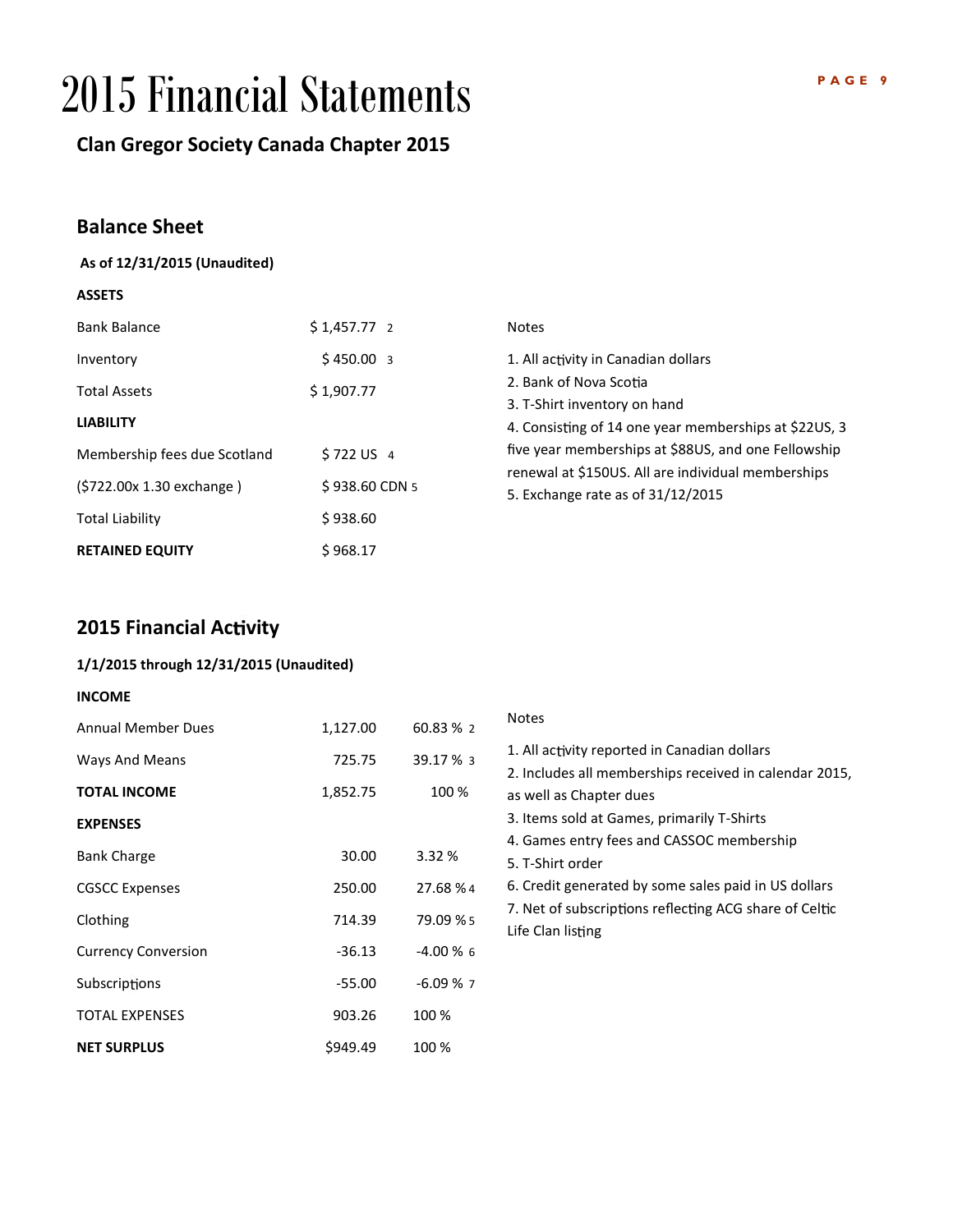# 2015 Financial Statements

### Clan Gregor Society Canada Chapter 2015

## Balance Sheet

**As of 12/31/2015 (Unaudited)**

| **ASSETS** | |
|---|---|
| Bank Balance | $ 1,457.77 [2] |
| Inventory | $ 450.00 [3] |
| Total Assets | $ 1,907.77 |
| **LIABILITY** | |
| Membership fees due Scotland | $ 722 US [4] |
| ($722.00x 1.30 exchange ) | $ 938.60 CDN [5] |
| Total Liability | $ 938.60 |
| **RETAINED EQUITY** | $ 968.17 |

Notes

1. All activity in Canadian dollars
2. Bank of Nova Scotia
3. T-Shirt inventory on hand
4. Consisting of 14 one year memberships at $22US, 3 five year memberships at $88US, and one Fellowship renewal at $150US. All are individual memberships
5. Exchange rate as of 31/12/2015

## 2015 Financial Activity

**1/1/2015 through 12/31/2015 (Unaudited)**

| **INCOME** | | |
|---|---|---|
| Annual Member Dues | 1,127.00 | 60.83 % [2] |
| Ways And Means | 725.75 | 39.17 % [3] |
| **TOTAL INCOME** | 1,852.75 | 100 % |
| **EXPENSES** | | |
| Bank Charge | 30.00 | 3.32 % |
| CGSCC Expenses | 250.00 | 27.68 % [4] |
| Clothing | 714.39 | 79.09 % [5] |
| Currency Conversion | -36.13 | -4.00 % [6] |
| Subscriptions | -55.00 | -6.09 % [7] |
| TOTAL EXPENSES | 903.26 | 100 % |
| **NET SURPLUS** | $949.49 | 100 % |

Notes

1. All activity reported in Canadian dollars
2. Includes all memberships received in calendar 2015, as well as Chapter dues
3. Items sold at Games, primarily T-Shirts
4. Games entry fees and CASSOC membership
5. T-Shirt order
6. Credit generated by some sales paid in US dollars
7. Net of subscriptions reflecting ACG share of Celtic Life Clan listing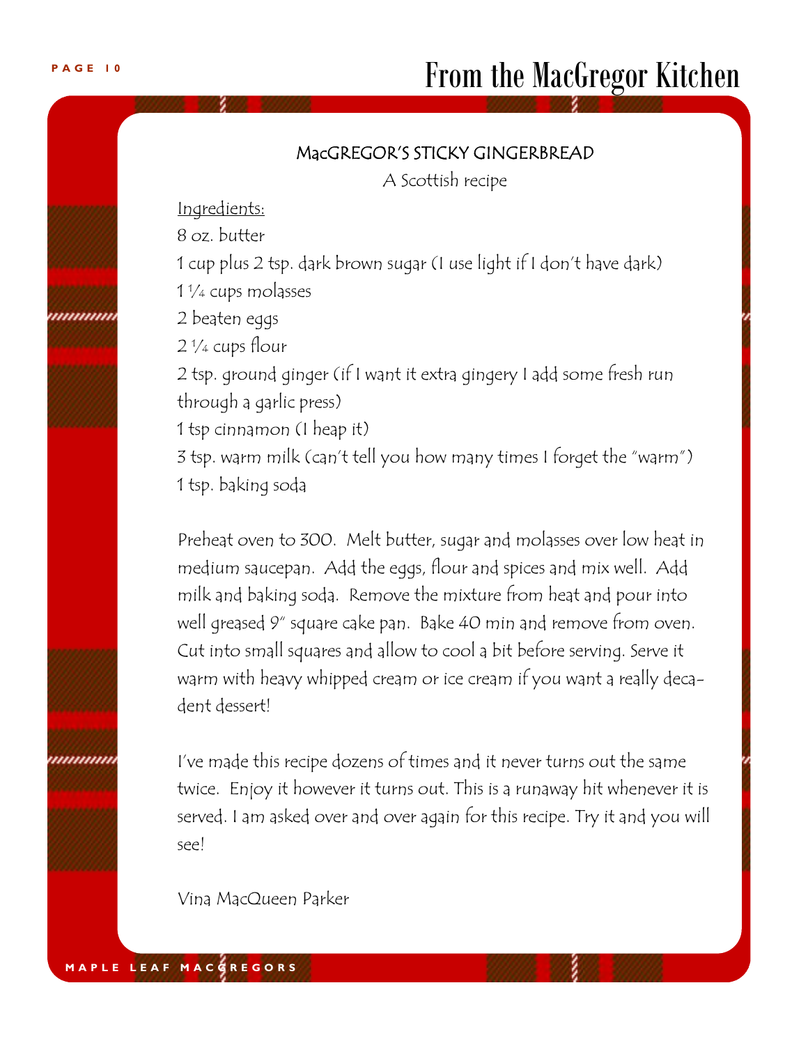# From the MacGregor Kitchen

## MacGREGOR'S STICKY GINGERBREAD

A Scottish recipe

Ingredients:

8 oz. butter
1 cup plus 2 tsp. dark brown sugar (I use light if I don't have dark)
1 ¼ cups molasses
2 beaten eggs
2 ¼ cups flour
2 tsp. ground ginger (if I want it extra gingery I add some fresh run through a garlic press)
1 tsp cinnamon (I heap it)
3 tsp. warm milk (can't tell you how many times I forget the "warm")
1 tsp. baking soda

Preheat oven to 300. Melt butter, sugar and molasses over low heat in medium saucepan. Add the eggs, flour and spices and mix well. Add milk and baking soda. Remove the mixture from heat and pour into well greased 9" square cake pan. Bake 40 min and remove from oven. Cut into small squares and allow to cool a bit before serving. Serve it warm with heavy whipped cream or ice cream if you want a really decadent dessert!

I've made this recipe dozens of times and it never turns out the same twice. Enjoy it however it turns out. This is a runaway hit whenever it is served. I am asked over and over again for this recipe. Try it and you will see!

Vina MacQueen Parker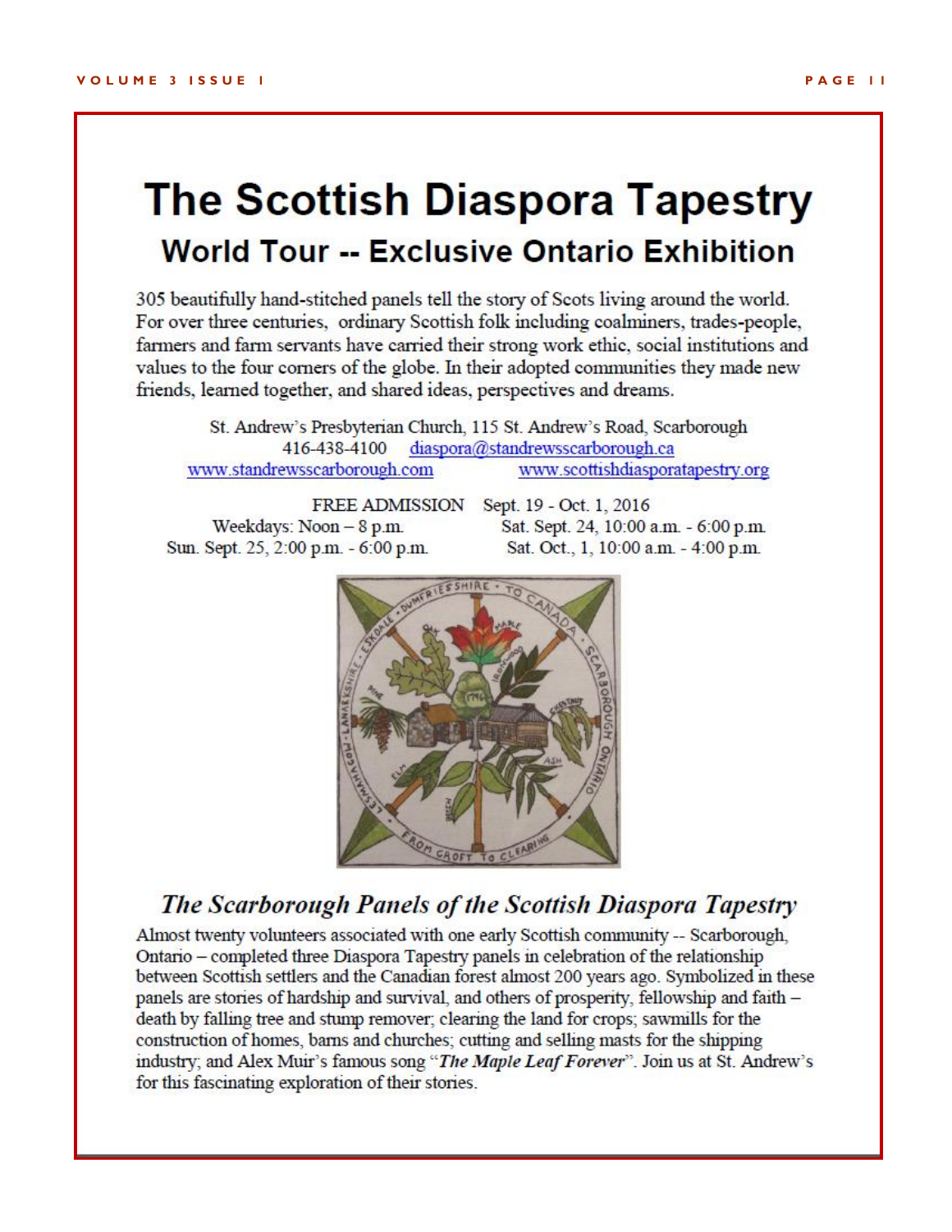# The Scottish Diaspora Tapestry

## World Tour -- Exclusive Ontario Exhibition

305 beautifully hand-stitched panels tell the story of Scots living around the world. For over three centuries, ordinary Scottish folk including coalminers, trades-people, farmers and farm servants have carried their strong work ethic, social institutions and values to the four corners of the globe. In their adopted communities they made new friends, learned together, and shared ideas, perspectives and dreams.

St. Andrew's Presbyterian Church, 115 St. Andrew's Road, Scarborough
416-438-4100 diaspora@standrewsscarborough.ca
www.standrewsscarborough.com www.scottishdiasporatapestry.org

FREE ADMISSION Sept. 19 - Oct. 1, 2016
Weekdays: Noon – 8 p.m.
Sat. Sept. 24, 10:00 a.m. - 6:00 p.m.
Sun. Sept. 25, 2:00 p.m. - 6:00 p.m.
Sat. Oct., 1, 10:00 a.m. - 4:00 p.m.

### *The Scarborough Panels of the Scottish Diaspora Tapestry*

Almost twenty volunteers associated with one early Scottish community -- Scarborough, Ontario – completed three Diaspora Tapestry panels in celebration of the relationship between Scottish settlers and the Canadian forest almost 200 years ago. Symbolized in these panels are stories of hardship and survival, and others of prosperity, fellowship and faith – death by falling tree and stump remover; clearing the land for crops; sawmills for the construction of homes, barns and churches; cutting and selling masts for the shipping industry; and Alex Muir's famous song "*The Maple Leaf Forever*". Join us at St. Andrew's for this fascinating exploration of their stories.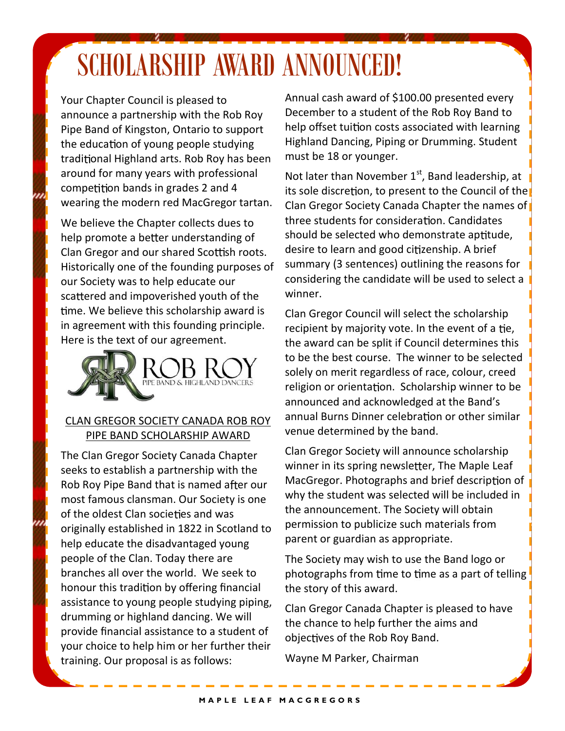# SCHOLARSHIP AWARD ANNOUNCED!

Your Chapter Council is pleased to announce a partnership with the Rob Roy Pipe Band of Kingston, Ontario to support the education of young people studying traditional Highland arts. Rob Roy has been around for many years with professional competition bands in grades 2 and 4 wearing the modern red MacGregor tartan.

We believe the Chapter collects dues to help promote a better understanding of Clan Gregor and our shared Scottish roots. Historically one of the founding purposes of our Society was to help educate our scattered and impoverished youth of the time. We believe this scholarship award is in agreement with this founding principle. Here is the text of our agreement.

ROB ROY
PIPE BAND & HIGHLAND DANCERS

## CLAN GREGOR SOCIETY CANADA ROB ROY PIPE BAND SCHOLARSHIP AWARD

The Clan Gregor Society Canada Chapter seeks to establish a partnership with the Rob Roy Pipe Band that is named after our most famous clansman. Our Society is one of the oldest Clan societies and was originally established in 1822 in Scotland to help educate the disadvantaged young people of the Clan. Today there are branches all over the world. We seek to honour this tradition by offering financial assistance to young people studying piping, drumming or highland dancing. We will provide financial assistance to a student of your choice to help him or her further their training. Our proposal is as follows:

Annual cash award of $100.00 presented every December to a student of the Rob Roy Band to help offset tuition costs associated with learning Highland Dancing, Piping or Drumming. Student must be 18 or younger.

Not later than November 1st, Band leadership, at its sole discretion, to present to the Council of the Clan Gregor Society Canada Chapter the names of three students for consideration. Candidates should be selected who demonstrate aptitude, desire to learn and good citizenship. A brief summary (3 sentences) outlining the reasons for considering the candidate will be used to select a winner.

Clan Gregor Council will select the scholarship recipient by majority vote. In the event of a tie, the award can be split if Council determines this to be the best course. The winner to be selected solely on merit regardless of race, colour, creed religion or orientation. Scholarship winner to be announced and acknowledged at the Band's annual Burns Dinner celebration or other similar venue determined by the band.

Clan Gregor Society will announce scholarship winner in its spring newsletter, The Maple Leaf MacGregor. Photographs and brief description of why the student was selected will be included in the announcement. The Society will obtain permission to publicize such materials from parent or guardian as appropriate.

The Society may wish to use the Band logo or photographs from time to time as a part of telling the story of this award.

Clan Gregor Canada Chapter is pleased to have the chance to help further the aims and objectives of the Rob Roy Band.

Wayne M Parker, Chairman